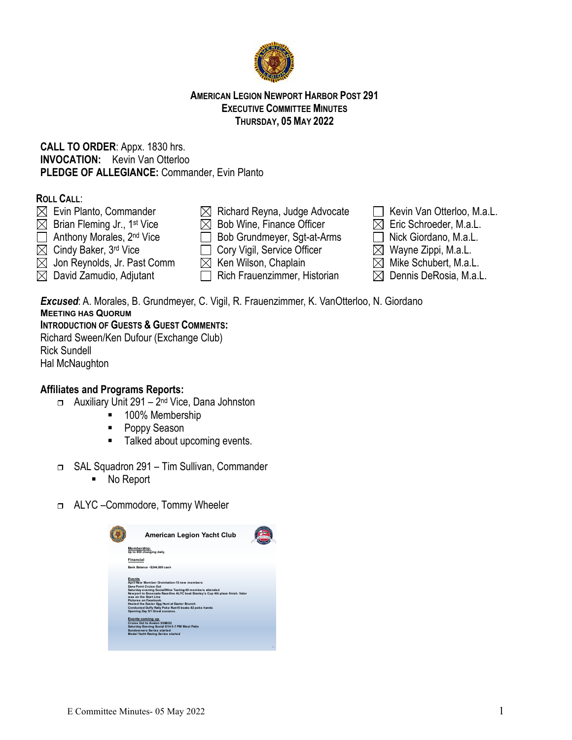# AMERICAN LEGION NEWPORT HARBOR POST 291
## EXECUTIVE COMMITTEE MINUTES
### THURSDAY, 05 MAY 2022

**CALL TO ORDER**: Appx. 1830 hrs.
**INVOCATION:** Kevin Van Otterloo
**PLEDGE OF ALLEGIANCE:** Commander, Evin Planto

**ROLL CALL**:

- ☒ Evin Planto, Commander
- ☒ Brian Fleming Jr., 1st Vice
- ☐ Anthony Morales, 2nd Vice
- ☒ Cindy Baker, 3rd Vice
- ☒ Jon Reynolds, Jr. Past Comm
- ☒ David Zamudio, Adjutant
- ☒ Richard Reyna, Judge Advocate
- ☒ Bob Wine, Finance Officer
- ☐ Bob Grundmeyer, Sgt-at-Arms
- ☐ Cory Vigil, Service Officer
- ☒ Ken Wilson, Chaplain
- ☐ Rich Frauenzimmer, Historian
- ☐ Kevin Van Otterloo, M.a.L.
- ☒ Eric Schroeder, M.a.L.
- ☐ Nick Giordano, M.a.L.
- ☒ Wayne Zippi, M.a.L.
- ☒ Mike Schubert, M.a.L.
- ☒ Dennis DeRosia, M.a.L.

***Excused***: A. Morales, B. Grundmeyer, C. Vigil, R. Frauenzimmer, K. VanOtterloo, N. Giordano

**MEETING HAS QUORUM**

**INTRODUCTION OF GUESTS & GUEST COMMENTS:**

Richard Sween/Ken Dufour (Exchange Club)
Rick Sundell
Hal McNaughton

**Affiliates and Programs Reports:**

- Auxiliary Unit 291 – 2nd Vice, Dana Johnston
  - 100% Membership
  - Poppy Season
  - Talked about upcoming events.
- SAL Squadron 291 – Tim Sullivan, Commander
  - No Report
- ALYC –Commodore, Tommy Wheeler

**American Legion Yacht Club**

Membership:
Up to 850 changing daily.

Financial

Bank Balance ~$244,000 cash

Events
April New Member Oreintation-15 new members
Dana Point Cruise Out
Saturday evening Social/Wine Tasting 60 members attended
Newport to Ensenada Race-One ALYC boat Stanley's Cup 4th place finish. Valor was on the Start Line
Pictures on Facebook.
Hosted the Easter Egg Hunt at Easter Brunch
Conducted Duffy Rally Poke Run15 boats-82 poke hands
Opening Day 5/1 Great success.

Events coming up
Cruise Out to Avalon 5/26/22
Saturday Evening Social 5/14 5-7 PM West Patio
Sundowners Series started
Model Yacht Racing Series started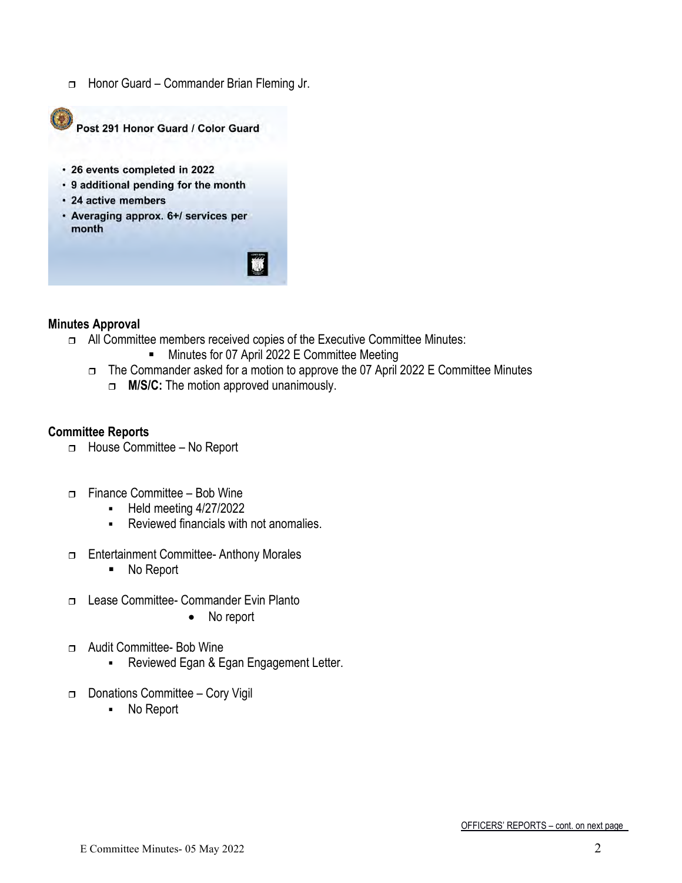- Honor Guard – Commander Brian Fleming Jr.

**Post 291 Honor Guard / Color Guard**

- **26 events completed in 2022**
- **9 additional pending for the month**
- **24 active members**
- **Averaging approx. 6+/ services per month**

## Minutes Approval

- All Committee members received copies of the Executive Committee Minutes:
  - Minutes for 07 April 2022 E Committee Meeting
  - The Commander asked for a motion to approve the 07 April 2022 E Committee Minutes
    - **M/S/C:** The motion approved unanimously.

## Committee Reports

- House Committee – No Report

- Finance Committee – Bob Wine
  - Held meeting 4/27/2022
  - Reviewed financials with not anomalies.

- Entertainment Committee- Anthony Morales
  - No Report

- Lease Committee- Commander Evin Planto
  - No report

- Audit Committee- Bob Wine
  - Reviewed Egan & Egan Engagement Letter.

- Donations Committee – Cory Vigil
  - No Report

OFFICERS' REPORTS – cont. on next page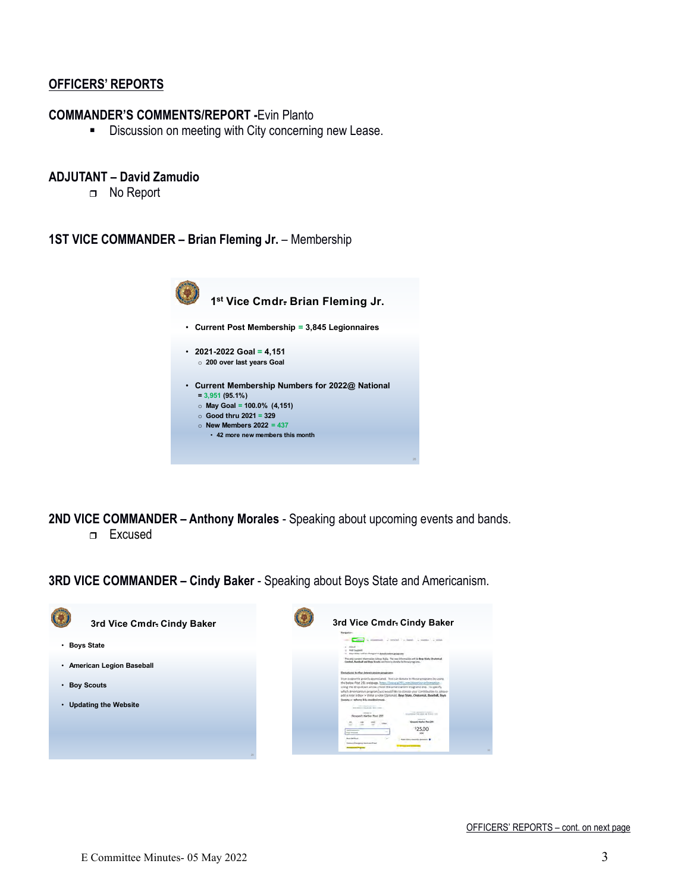## OFFICERS' REPORTS

**COMMANDER'S COMMENTS/REPORT -**Evin Planto

- Discussion on meeting with City concerning new Lease.

**ADJUTANT – David Zamudio**

- No Report

**1ST VICE COMMANDER – Brian Fleming Jr.** – Membership

**1st Vice Cmdr. Brian Fleming Jr.**

- **Current Post Membership = 3,845 Legionnaires**
- **2021-2022 Goal = 4,151**
  - **200 over last years Goal**
- **Current Membership Numbers for 2022@ National = 3,951 (95.1%)**
  - **May Goal = 100.0% (4,151)**
  - **Good thru 2021 = 329**
  - **New Members 2022 = 437**
    - **42 more new members this month**

**2ND VICE COMMANDER – Anthony Morales** - Speaking about upcoming events and bands.

- Excused

**3RD VICE COMMANDER – Cindy Baker** - Speaking about Boys State and Americanism.

**3rd Vice Cmdr. Cindy Baker**

- **Boys State**
- **American Legion Baseball**
- **Boy Scouts**
- **Updating the Website**

**3rd Vice Cmdr. Cindy Baker**

OFFICERS' REPORTS – cont. on next page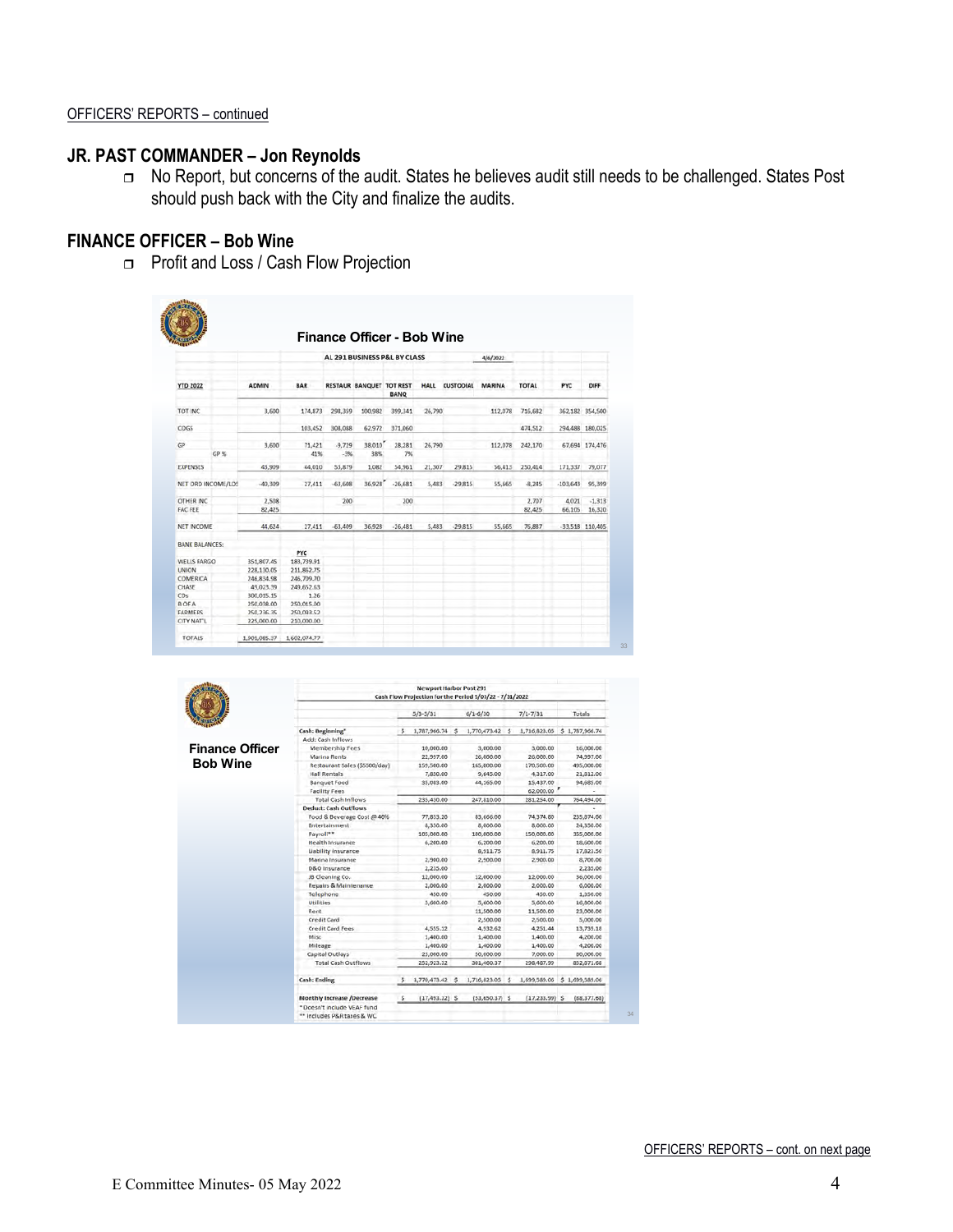OFFICERS' REPORTS – continued

## JR. PAST COMMANDER – Jon Reynolds

- No Report, but concerns of the audit. States he believes audit still needs to be challenged. States Post should push back with the City and finalize the audits.

## FINANCE OFFICER – Bob Wine

- Profit and Loss / Cash Flow Projection

### Finance Officer - Bob Wine

AL 291 BUSINESS P&L BY CLASS — 4/6/2022

| YTD 2022 | ADMIN | BAR | RESTAUR | BANQUET | TOT REST BANQ | HALL | CUSTODIAL | MARINA | TOTAL | PYC | DIFF |
|---|---|---|---|---|---|---|---|---|---|---|---|
| TOT INC | 3,600 | 174,873 | 298,359 | 100,982 | 399,341 | 26,790 | | 112,078 | 716,682 | 362,182 | 354,500 |
| COGS | | 103,452 | 308,088 | 62,972 | 371,060 | | | | 474,512 | 294,488 | 180,025 |
| GP | 3,600 | 71,421 | -9,729 | 38,010 | 28,281 | 26,790 | | 112,078 | 242,170 | 67,694 | 174,476 |
| GP % | | 41% | -3% | 38% | 7% | | | | | | |
| EXPENSES | 43,909 | 44,010 | 53,879 | 1,082 | 54,961 | 21,307 | 29,815 | 56,413 | 250,414 | 171,337 | 79,077 |
| NET ORD INCOME/LOSS | -40,309 | 27,411 | -63,608 | 36,928 | -26,681 | 5,483 | -29,815 | 55,665 | -8,245 | -103,643 | 95,399 |
| OTHER INC | 2,508 | | 200 | | 200 | | | | 2,707 | 4,021 | -1,313 |
| FAC FEE | 82,425 | | | | | | | | 82,425 | 66,105 | 16,320 |
| NET INCOME | 44,624 | 27,411 | -63,409 | 36,928 | -26,481 | 5,483 | -29,815 | 55,665 | 76,887 | -33,518 | 110,405 |

| BANK BALANCES: | | PYC |
|---|---|---|
| WELLS FARGO | 351,807.45 | 183,739.91 |
| UNION | 228,130.05 | 211,862.75 |
| COMERICA | 246,834.98 | 246,709.70 |
| CHASE | 49,023.39 | 249,652.63 |
| CDs | 300,015.15 | 1.26 |
| B OF A | 250,038.00 | 250,015.00 |
| FARMERS | 250,236.35 | 250,093.52 |
| CITY NAT'L | 225,000.00 | 210,000.00 |
| TOTALS | 1,901,085.37 | 1,602,074.77 |

### Finance Officer Bob Wine

Newport Harbor Post 291
Cash Flow Projection for the Period 5/01/22 - 7/31/2022

| | 5/1-5/31 | 6/1-6/30 | 7/1-7/31 | Totals |
|---|---|---|---|---|
| **Cash: Beginning*** | $ 1,787,966.74 | $ 1,770,473.42 | $ 1,716,823.05 | $ 1,787,966.74 |
| Add: Cash Inflows | | | | |
| Membership Fees | 10,000.00 | 3,000.00 | 3,000.00 | 16,000.00 |
| Marina Rents | 21,997.00 | 26,400.00 | 26,000.00 | 74,397.00 |
| Restaurant Sales ($5500/day) | 155,500.00 | 165,000.00 | 170,500.00 | 495,000.00 |
| Hall Rentals | 7,850.00 | 9,645.00 | 4,317.00 | 21,812.00 |
| Banquet Food | 35,083.00 | 44,165.00 | 15,437.00 | 94,685.00 |
| Facility Fees | | | 62,000.00 | - |
| Total Cash Inflows | 235,430.00 | 247,810.00 | 281,254.00 | 764,494.00 |
| **Deduct: Cash Outflows** | | | | - |
| Food & Beverage Cost @40% | 77,833.20 | 83,666.00 | 74,374.80 | 235,874.00 |
| Entertainment | 8,350.00 | 8,000.00 | 8,000.00 | 24,350.00 |
| Payroll** | 105,000.00 | 100,000.00 | 150,000.00 | 355,000.00 |
| Health Insurance | 6,200.00 | 6,200.00 | 6,200.00 | 18,600.00 |
| Liability Insurance | | 8,911.75 | 8,911.75 | 17,823.50 |
| Marina Insurance | 2,900.00 | 2,900.00 | 2,900.00 | 8,700.00 |
| D&O Insurance | 2,235.00 | | | 2,235.00 |
| JB Cleaning Co. | 12,000.00 | 12,000.00 | 12,000.00 | 36,000.00 |
| Repairs & Maintenance | 2,000.00 | 2,000.00 | 2,000.00 | 6,000.00 |
| Telephone | 450.00 | 450.00 | 450.00 | 1,350.00 |
| Utilities | 5,600.00 | 5,600.00 | 5,600.00 | 16,800.00 |
| Rent | | 11,500.00 | 11,500.00 | 23,000.00 |
| Credit Card | | 2,500.00 | 2,500.00 | 5,000.00 |
| Credit Card Fees | 4,555.12 | 4,532.62 | 4,231.44 | 13,735.18 |
| Misc | 1,400.00 | 1,400.00 | 1,400.00 | 4,200.00 |
| Mileage | 1,400.00 | 1,400.00 | 1,400.00 | 4,200.00 |
| Capital Outlays | 23,000.00 | 50,000.00 | 7,000.00 | 80,000.00 |
| Total Cash Outflows | 252,923.32 | 301,460.37 | 298,487.99 | 852,871.68 |
| **Cash: Ending** | $ 1,770,473.42 | $ 1,716,823.05 | $ 1,699,589.06 | $ 1,699,589.06 |
| **Monthly Increase /Decrease** | $ (17,493.32) | $ (53,650.37) | $ (17,233.99) | $ (88,377.68) |

\* Doesn't include VEAF fund
\*\* Includes P&R taxes & WC

OFFICERS' REPORTS – cont. on next page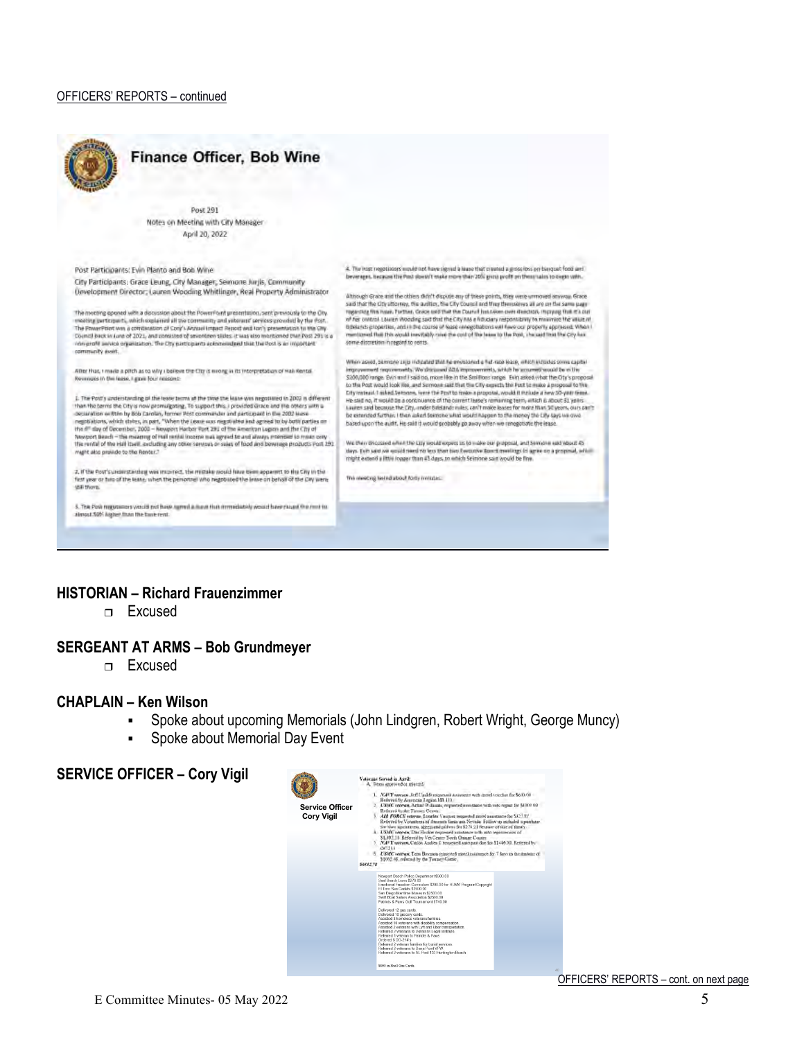OFFICERS' REPORTS – continued

## Finance Officer, Bob Wine

Post 291
Notes on Meeting with City Manager
April 20, 2022

Post Participants: Evin Planto and Bob Wine

City Participants: Grace Leung, City Manager; Seimone Jurjis, Community Development Director; Lauren Wooding Whitlinger, Real Property Administrator

The meeting opened with a discussion about the PowerPoint presentation, sent previously to the City meeting participants, which explained all the community and veterans' services provided by the Post. The PowerPoint was a combination of Cory's Annual Impact Report and Ion's presentation to the City Council back in June of 2021, and consisted of seventeen slides. It was also mentioned that Post 291 is a non-profit service organization. The City participants acknowledged that the Post is an important community asset.

After that, I made a pitch as to why I believe the City is wrong in its interpretation of Hall Rental Revenues in the lease. I gave four reasons:

1. The Post's understanding of the lease terms at the time the lease was negotiated in 2002 is different than the terms the City is now promulgating. To support this, I provided Grace and the others with a declaration written by Bob Carolan, former Post commander and participant in the 2002 lease negotiations, which states, in part, "When the Lease was negotiated and agreed to by both parties on the 6th day of December, 2002 – Newport Harbor Post 291 of the American Legion and the City of Newport Beach – the meaning of Hall rental income was agreed to and always intended to mean only the rental of the Hall itself, excluding any other services or sales of food and beverage products Post 291 might also provide to the Renter."

2. If the Post's understanding was incorrect, the mistake would have been apparent to the City in the first year or two of the lease, when the personnel who negotiated the lease on behalf of the City were still there.

3. The Post negotiators would not have agreed a lease that immediately would have raised the rent to almost 50% higher than the base rent.

4. The Post negotiators would not have signed a lease that created a gross loss on banquet food and beverages, because the Post doesn't make more than 20% gross profit on these sales to begin with.

Although Grace and the others didn't dispute any of these points, they were unmoved anyway. Grace said that the City attorney, the auditor, the City Council and they themselves all are on the same page regarding this issue. Further, Grace said that the Council has taken own direction, implying that it's out of her control. Lauren Wooding said that the City has a fiduciary responsibility to maximize the value of tidelands properties, and in the course of lease renegotiations will have our property appraised. When I mentioned that this would inevitably raise the cost of the lease to the Post, she said that the City has some discretion in regard to rents.

When asked, Seimone Jurjis indicated that he envisioned a flat-rate lease, which includes some capital improvement requirements. We discussed ADA improvements, which he assumed would be in the $200,000 range. Evin and I said no, more like in the $million range. Evin asked what the City's proposal to the Post would look like, and Seimone said that the City expects the Post to make a proposal to the City instead. I asked Seimone, were the Post to make a proposal, would it include a new 50-year lease. He said no, it would be a continuance of the current lease's remaining term, which is about 31 years. Lauren said because the City, under tidelands rules, can't make leases for more than 50 years, ours can't be extended further. I then asked Seimone what would happen to the money the City says we owe based upon the audit. He said it would probably go away when we renegotiate the lease.

We then discussed when the City would expect us to make our proposal, and Seimone said about 45 days. Evin said we would need no less than two Executive Board meetings to agree on a proposal, which might extend a little longer than 45 days, to which Seimone said would be fine.

The meeting lasted about forty minutes.

## HISTORIAN – Richard Frauenzimmer

- Excused

## SERGEANT AT ARMS – Bob Grundmeyer

- Excused

## CHAPLAIN – Ken Wilson

- Spoke about upcoming Memorials (John Lindgren, Robert Wright, George Muncy)
- Spoke about Memorial Day Event

## SERVICE OFFICER – Cory Vigil

Service Officer
Cory Vigil

Veterans Served in April:
A. Items approved or rejected.

1. *NAVY veteran*, Jeff Upahl requested assistance with motel voucher for $640.00. Referred by American Legion HB 133.
2. *USMC veteran*, Arthur Williams, requested assistance with auto repair for $1000.00. Referred by the Tierney Center.
3. *AIR FORCE veteran*, Lourdes Vasquez requested motel assistance for $322.87. Referred by Volunteers of America Santa Ana Nevada. Follow up included a purchase for shoe appointment, sheets and pillows for $279.21 because of size of family.
4. *USMC veteran*, Otis Hooker requested assistance with auto repairs cost of $1,492.24. Referred by Vet Center North Orange County.
5. *NAVY veteran*, Carlos Andres C requested auto past due for $1446.00. Referred by OC211.
6. *USMC veteran*, Terri Boynton requested motel assistance for 7 days in the amount of $1092.46, referred by the Tierney Center.

$6412.78

Newport Beach Police Department $500.00
Seal Beach Lions $279.00
Emotional Freedom Connection $200.00 for HUMV Program/Copyright
El Toro Sea Cadets $2500.00
San Diego Maritime Museum $2500.00
Swift Boat Sailors Association $2500.00
Patriots & Paws Golf Tournament $740.00

Delivered 12 gas cards.
Delivered 10 grocery cards.
Assisted 3 homeless veterans/families.
Assisted 10 veterans with disability compensation.
Assisted 2 veterans with Lyft and Uber transportation.
Referred 2 veterans to Veterans Legal Institute.
Referred 1 veteran to Patriots & Paws.
Ordered 5 DD-214's.
Referred 2 veteran families for burial services.
Referred 2 veterans to Dana Point VFW.
Referred 2 veterans to AL Post 133 Huntington Beach.

$800 in Shell Gas Cards

OFFICERS' REPORTS – cont. on next page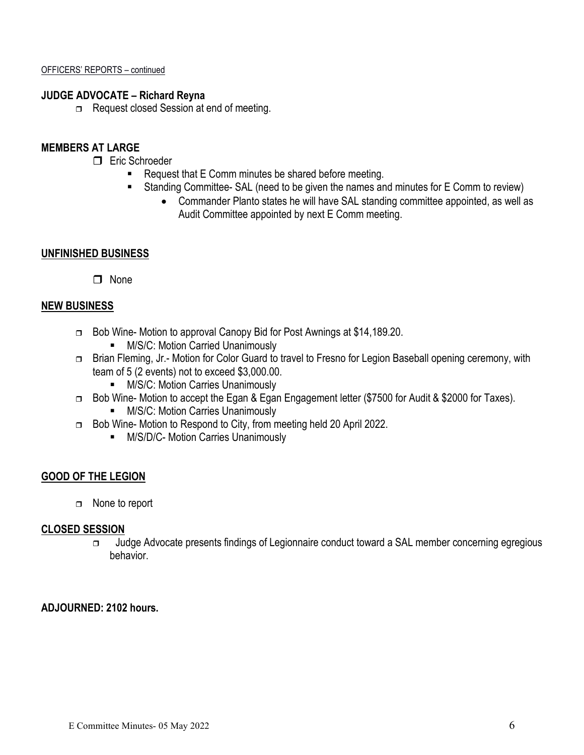OFFICERS' REPORTS – continued

**JUDGE ADVOCATE – Richard Reyna**

- Request closed Session at end of meeting.

**MEMBERS AT LARGE**

- Eric Schroeder
  - Request that E Comm minutes be shared before meeting.
  - Standing Committee- SAL (need to be given the names and minutes for E Comm to review)
    - Commander Planto states he will have SAL standing committee appointed, as well as Audit Committee appointed by next E Comm meeting.

## **UNFINISHED BUSINESS**

- None

## **NEW BUSINESS**

- Bob Wine- Motion to approval Canopy Bid for Post Awnings at $14,189.20.
  - M/S/C: Motion Carried Unanimously
- Brian Fleming, Jr.- Motion for Color Guard to travel to Fresno for Legion Baseball opening ceremony, with team of 5 (2 events) not to exceed $3,000.00.
  - M/S/C: Motion Carries Unanimously
- Bob Wine- Motion to accept the Egan & Egan Engagement letter ($7500 for Audit & $2000 for Taxes).
  - M/S/C: Motion Carries Unanimously
- Bob Wine- Motion to Respond to City, from meeting held 20 April 2022.
  - M/S/D/C- Motion Carries Unanimously

## **GOOD OF THE LEGION**

- None to report

## **CLOSED SESSION**

- Judge Advocate presents findings of Legionnaire conduct toward a SAL member concerning egregious behavior.

**ADJOURNED: 2102 hours.**